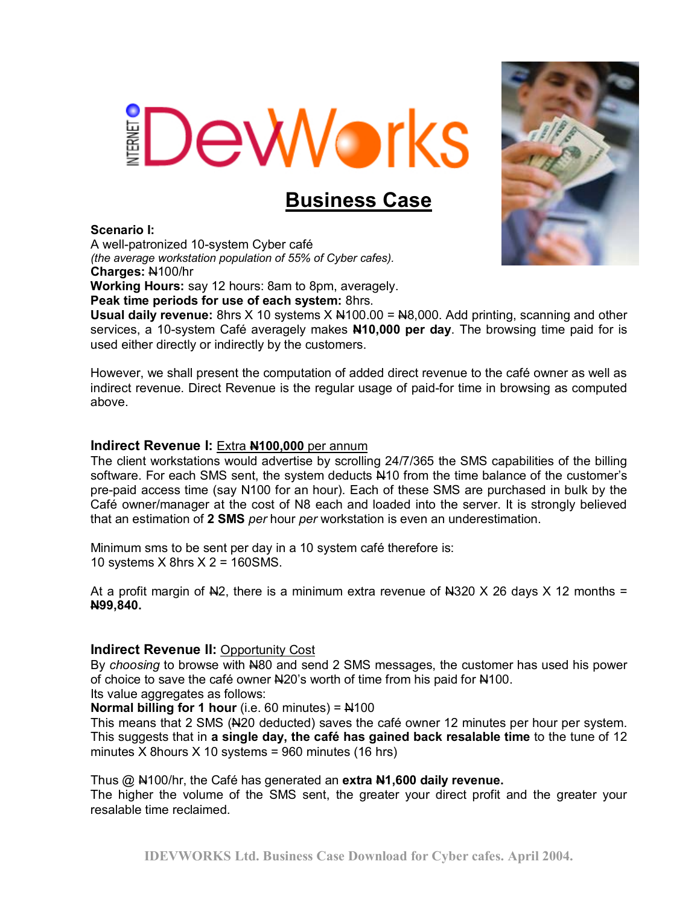# iDevWorks

## Business Case

**Scenario I:**
A well-patronized 10-system Cyber café
*(the average workstation population of 55% of Cyber cafes).*
**Charges:** ₦100/hr
**Working Hours:** say 12 hours: 8am to 8pm, averagely.
**Peak time periods for use of each system:** 8hrs.
**Usual daily revenue:** 8hrs X 10 systems X ₦100.00 = ₦8,000. Add printing, scanning and other services, a 10-system Café averagely makes **₦10,000 per day**. The browsing time paid for is used either directly or indirectly by the customers.

However, we shall present the computation of added direct revenue to the café owner as well as indirect revenue. Direct Revenue is the regular usage of paid-for time in browsing as computed above.

### Indirect Revenue I: Extra ₦100,000 per annum

The client workstations would advertise by scrolling 24/7/365 the SMS capabilities of the billing software. For each SMS sent, the system deducts ₦10 from the time balance of the customer's pre-paid access time (say N100 for an hour). Each of these SMS are purchased in bulk by the Café owner/manager at the cost of N8 each and loaded into the server. It is strongly believed that an estimation of **2 SMS** *per* hour *per* workstation is even an underestimation.

Minimum sms to be sent per day in a 10 system café therefore is:
10 systems X 8hrs X 2 = 160SMS.

At a profit margin of ₦2, there is a minimum extra revenue of ₦320 X 26 days X 12 months = **₦99,840.**

### Indirect Revenue II: Opportunity Cost

By *choosing* to browse with ₦80 and send 2 SMS messages, the customer has used his power of choice to save the café owner ₦20's worth of time from his paid for ₦100.
Its value aggregates as follows:
**Normal billing for 1 hour** (i.e. 60 minutes) = ₦100
This means that 2 SMS (₦20 deducted) saves the café owner 12 minutes per hour per system. This suggests that in **a single day, the café has gained back resalable time** to the tune of 12 minutes X 8hours X 10 systems = 960 minutes (16 hrs)

Thus @ ₦100/hr, the Café has generated an **extra ₦1,600 daily revenue.**
The higher the volume of the SMS sent, the greater your direct profit and the greater your resalable time reclaimed.

IDEVWORKS Ltd. Business Case Download for Cyber cafes. April 2004.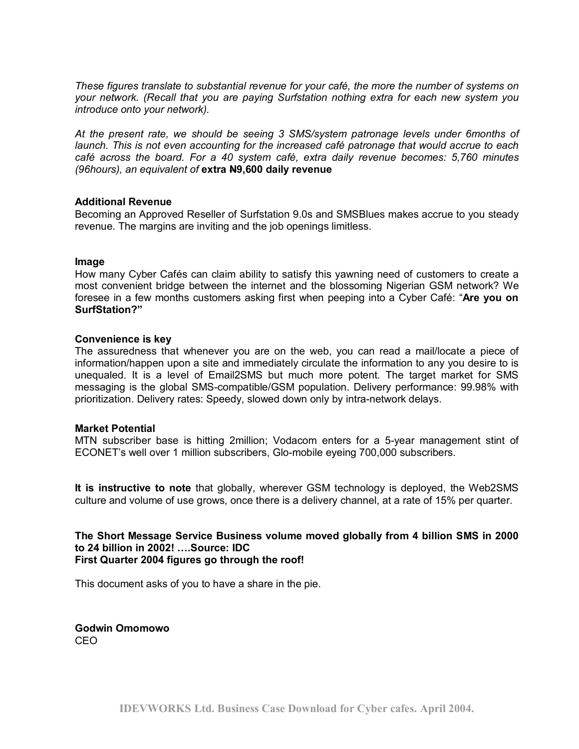*These figures translate to substantial revenue for your café, the more the number of systems on your network. (Recall that you are paying Surfstation nothing extra for each new system you introduce onto your network).*

*At the present rate, we should be seeing 3 SMS/system patronage levels under 6months of launch. This is not even accounting for the increased café patronage that would accrue to each café across the board. For a 40 system café, extra daily revenue becomes: 5,760 minutes (96hours), an equivalent of* **extra ₦9,600 daily revenue**

**Additional Revenue**
Becoming an Approved Reseller of Surfstation 9.0s and SMSBlues makes accrue to you steady revenue. The margins are inviting and the job openings limitless.

**Image**
How many Cyber Cafés can claim ability to satisfy this yawning need of customers to create a most convenient bridge between the internet and the blossoming Nigerian GSM network? We foresee in a few months customers asking first when peeping into a Cyber Café: "**Are you on SurfStation?"**

**Convenience is key**
The assuredness that whenever you are on the web, you can read a mail/locate a piece of information/happen upon a site and immediately circulate the information to any you desire to is unequaled. It is a level of Email2SMS but much more potent. The target market for SMS messaging is the global SMS-compatible/GSM population. Delivery performance: 99.98% with prioritization. Delivery rates: Speedy, slowed down only by intra-network delays.

**Market Potential**
MTN subscriber base is hitting 2million; Vodacom enters for a 5-year management stint of ECONET's well over 1 million subscribers, Glo-mobile eyeing 700,000 subscribers.

**It is instructive to note** that globally, wherever GSM technology is deployed, the Web2SMS culture and volume of use grows, once there is a delivery channel, at a rate of 15% per quarter.

**The Short Message Service Business volume moved globally from 4 billion SMS in 2000 to 24 billion in 2002! ….Source: IDC**
**First Quarter 2004 figures go through the roof!**

This document asks of you to have a share in the pie.

**Godwin Omomowo**
CEO

**IDEVWORKS Ltd. Business Case Download for Cyber cafes. April 2004.**